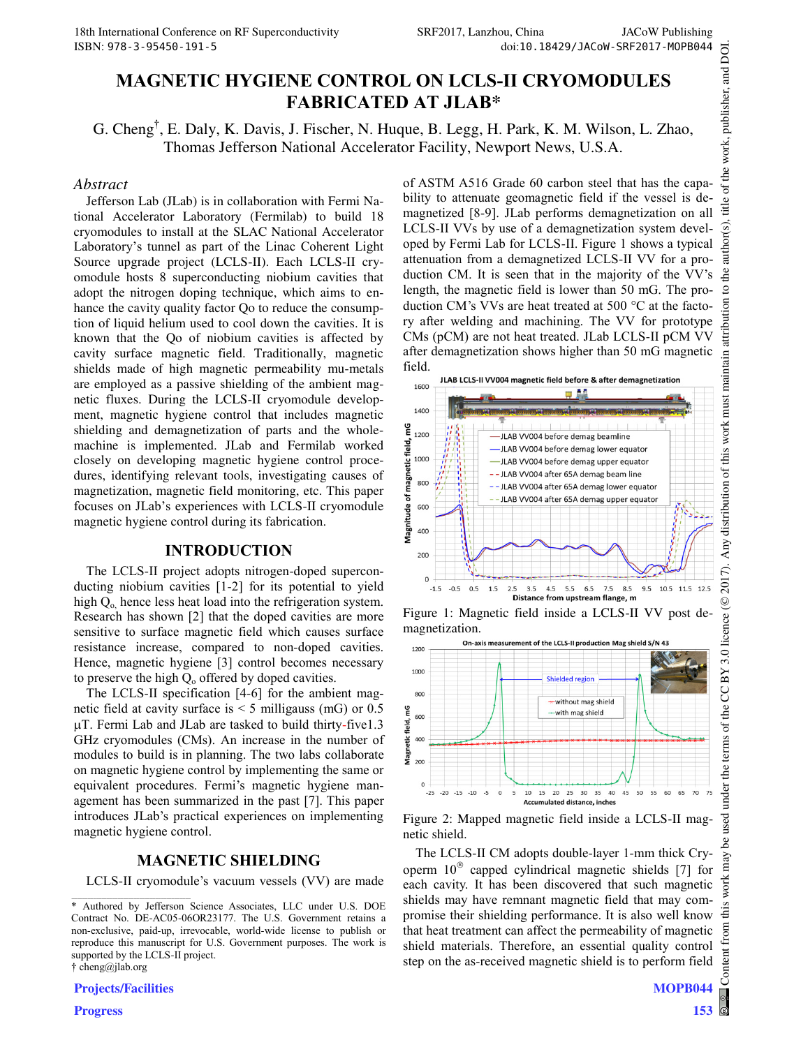# MAGNETIC HYGIENE CONTROL ON LCLS-II CRYOMODULES FABRICATED AT JLAB*

G. Cheng†, E. Daly, K. Davis, J. Fischer, N. Huque, B. Legg, H. Park, K. M. Wilson, L. Zhao, Thomas Jefferson National Accelerator Facility, Newport News, U.S.A.

## *Abstract*

Jefferson Lab (JLab) is in collaboration with Fermi National Accelerator Laboratory (Fermilab) to build 18 cryomodules to install at the SLAC National Accelerator Laboratory's tunnel as part of the Linac Coherent Light Source upgrade project (LCLS-II). Each LCLS-II cryomodule hosts 8 superconducting niobium cavities that adopt the nitrogen doping technique, which aims to enhance the cavity quality factor Qo to reduce the consumption of liquid helium used to cool down the cavities. It is known that the Qo of niobium cavities is affected by cavity surface magnetic field. Traditionally, magnetic shields made of high magnetic permeability mu-metals are employed as a passive shielding of the ambient magnetic fluxes. During the LCLS-II cryomodule development, magnetic hygiene control that includes magnetic shielding and demagnetization of parts and the whole-machine is implemented. JLab and Fermilab worked closely on developing magnetic hygiene control procedures, identifying relevant tools, investigating causes of magnetization, magnetic field monitoring, etc. This paper focuses on JLab's experiences with LCLS-II cryomodule magnetic hygiene control during its fabrication.

## INTRODUCTION

The LCLS-II project adopts nitrogen-doped superconducting niobium cavities [1-2] for its potential to yield high $Q_o$, hence less heat load into the refrigeration system. Research has shown [2] that the doped cavities are more sensitive to surface magnetic field which causes surface resistance increase, compared to non-doped cavities. Hence, magnetic hygiene [3] control becomes necessary to preserve the high $Q_o$ offered by doped cavities.

The LCLS-II specification [4-6] for the ambient magnetic field at cavity surface is < 5 milligauss (mG) or 0.5 µT. Fermi Lab and JLab are tasked to build thirty-five1.3 GHz cryomodules (CMs). An increase in the number of modules to build is in planning. The two labs collaborate on magnetic hygiene control by implementing the same or equivalent procedures. Fermi's magnetic hygiene management has been summarized in the past [7]. This paper introduces JLab's practical experiences on implementing magnetic hygiene control.

## MAGNETIC SHIELDING

LCLS-II cryomodule's vacuum vessels (VV) are made of ASTM A516 Grade 60 carbon steel that has the capability to attenuate geomagnetic field if the vessel is demagnetized [8-9]. JLab performs demagnetization on all LCLS-II VVs by use of a demagnetization system developed by Fermi Lab for LCLS-II. Figure 1 shows a typical attenuation from a demagnetized LCLS-II VV for a production CM. It is seen that in the majority of the VV's length, the magnetic field is lower than 50 mG. The production CM's VVs are heat treated at 500 °C at the factory after welding and machining. The VV for prototype CMs (pCM) are not heat treated. JLab LCLS-II pCM VV after demagnetization shows higher than 50 mG magnetic field.

Figure 1: Magnetic field inside a LCLS-II VV post demagnetization.

Figure 2: Mapped magnetic field inside a LCLS-II magnetic shield.

The LCLS-II CM adopts double-layer 1-mm thick Cryoperm 10® capped cylindrical magnetic shields [7] for each cavity. It has been discovered that such magnetic shields may have remnant magnetic field that may compromise their shielding performance. It is also well know that heat treatment can affect the permeability of magnetic shield materials. Therefore, an essential quality control step on the as-received magnetic shield is to perform field

---

\* Authored by Jefferson Science Associates, LLC under U.S. DOE Contract No. DE-AC05-06OR23177. The U.S. Government retains a non-exclusive, paid-up, irrevocable, world-wide license to publish or reproduce this manuscript for U.S. Government purposes. The work is supported by the LCLS-II project.

† cheng@jlab.org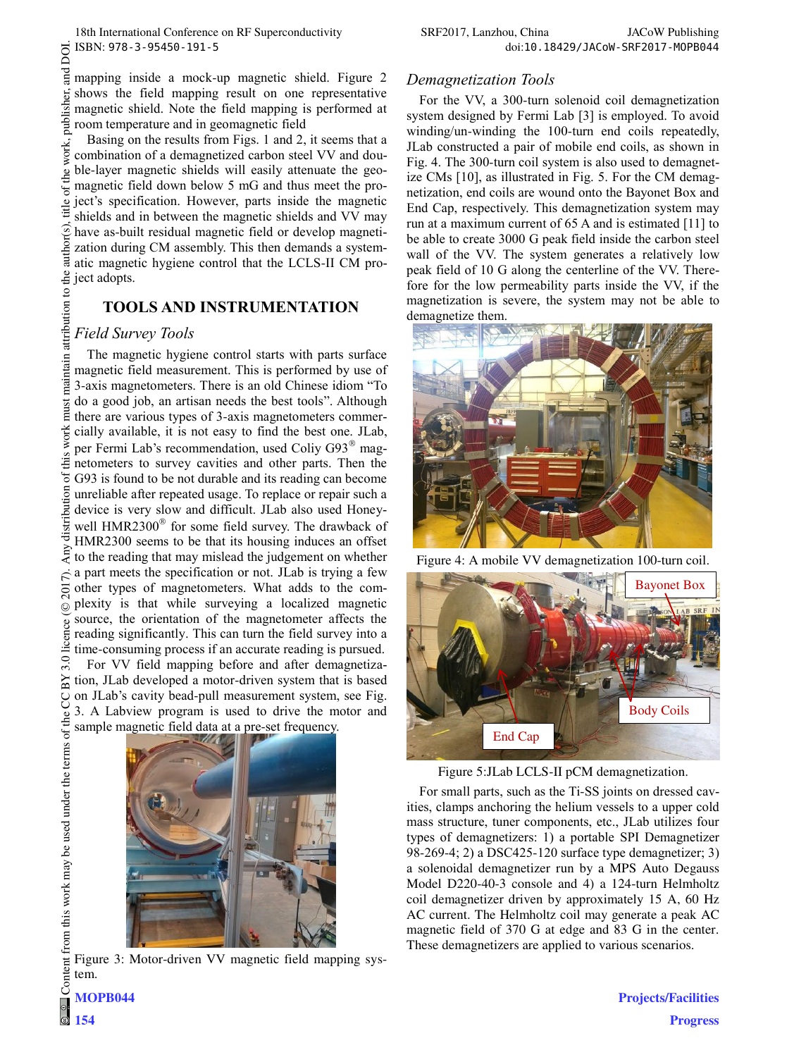mapping inside a mock-up magnetic shield. Figure 2 shows the field mapping result on one representative magnetic shield. Note the field mapping is performed at room temperature and in geomagnetic field

Basing on the results from Figs. 1 and 2, it seems that a combination of a demagnetized carbon steel VV and double-layer magnetic shields will easily attenuate the geomagnetic field down below 5 mG and thus meet the project's specification. However, parts inside the magnetic shields and in between the magnetic shields and VV may have as-built residual magnetic field or develop magnetization during CM assembly. This then demands a systematic magnetic hygiene control that the LCLS-II CM project adopts.

## TOOLS AND INSTRUMENTATION

### *Field Survey Tools*

The magnetic hygiene control starts with parts surface magnetic field measurement. This is performed by use of 3-axis magnetometers. There is an old Chinese idiom "To do a good job, an artisan needs the best tools". Although there are various types of 3-axis magnetometers commercially available, it is not easy to find the best one. JLab, per Fermi Lab's recommendation, used Coliy G93® magnetometers to survey cavities and other parts. Then the G93 is found to be not durable and its reading can become unreliable after repeated usage. To replace or repair such a device is very slow and difficult. JLab also used Honeywell HMR2300® for some field survey. The drawback of HMR2300 seems to be that its housing induces an offset to the reading that may mislead the judgement on whether a part meets the specification or not. JLab is trying a few other types of magnetometers. What adds to the complexity is that while surveying a localized magnetic source, the orientation of the magnetometer affects the reading significantly. This can turn the field survey into a time-consuming process if an accurate reading is pursued.

For VV field mapping before and after demagnetization, JLab developed a motor-driven system that is based on JLab's cavity bead-pull measurement system, see Fig. 3. A Labview program is used to drive the motor and sample magnetic field data at a pre-set frequency.

Figure 3: Motor-driven VV magnetic field mapping system.

### *Demagnetization Tools*

For the VV, a 300-turn solenoid coil demagnetization system designed by Fermi Lab [3] is employed. To avoid winding/un-winding the 100-turn end coils repeatedly, JLab constructed a pair of mobile end coils, as shown in Fig. 4. The 300-turn coil system is also used to demagnetize CMs [10], as illustrated in Fig. 5. For the CM demagnetization, end coils are wound onto the Bayonet Box and End Cap, respectively. This demagnetization system may run at a maximum current of 65 A and is estimated [11] to be able to create 3000 G peak field inside the carbon steel wall of the VV. The system generates a relatively low peak field of 10 G along the centerline of the VV. Therefore for the low permeability parts inside the VV, if the magnetization is severe, the system may not be able to demagnetize them.

Figure 4: A mobile VV demagnetization 100-turn coil.

Figure 5:JLab LCLS-II pCM demagnetization.

For small parts, such as the Ti-SS joints on dressed cavities, clamps anchoring the helium vessels to a upper cold mass structure, tuner components, etc., JLab utilizes four types of demagnetizers: 1) a portable SPI Demagnetizer 98-269-4; 2) a DSC425-120 surface type demagnetizer; 3) a solenoidal demagnetizer run by a MPS Auto Degauss Model D220-40-3 console and 4) a 124-turn Helmholtz coil demagnetizer driven by approximately 15 A, 60 Hz AC current. The Helmholtz coil may generate a peak AC magnetic field of 370 G at edge and 83 G in the center. These demagnetizers are applied to various scenarios.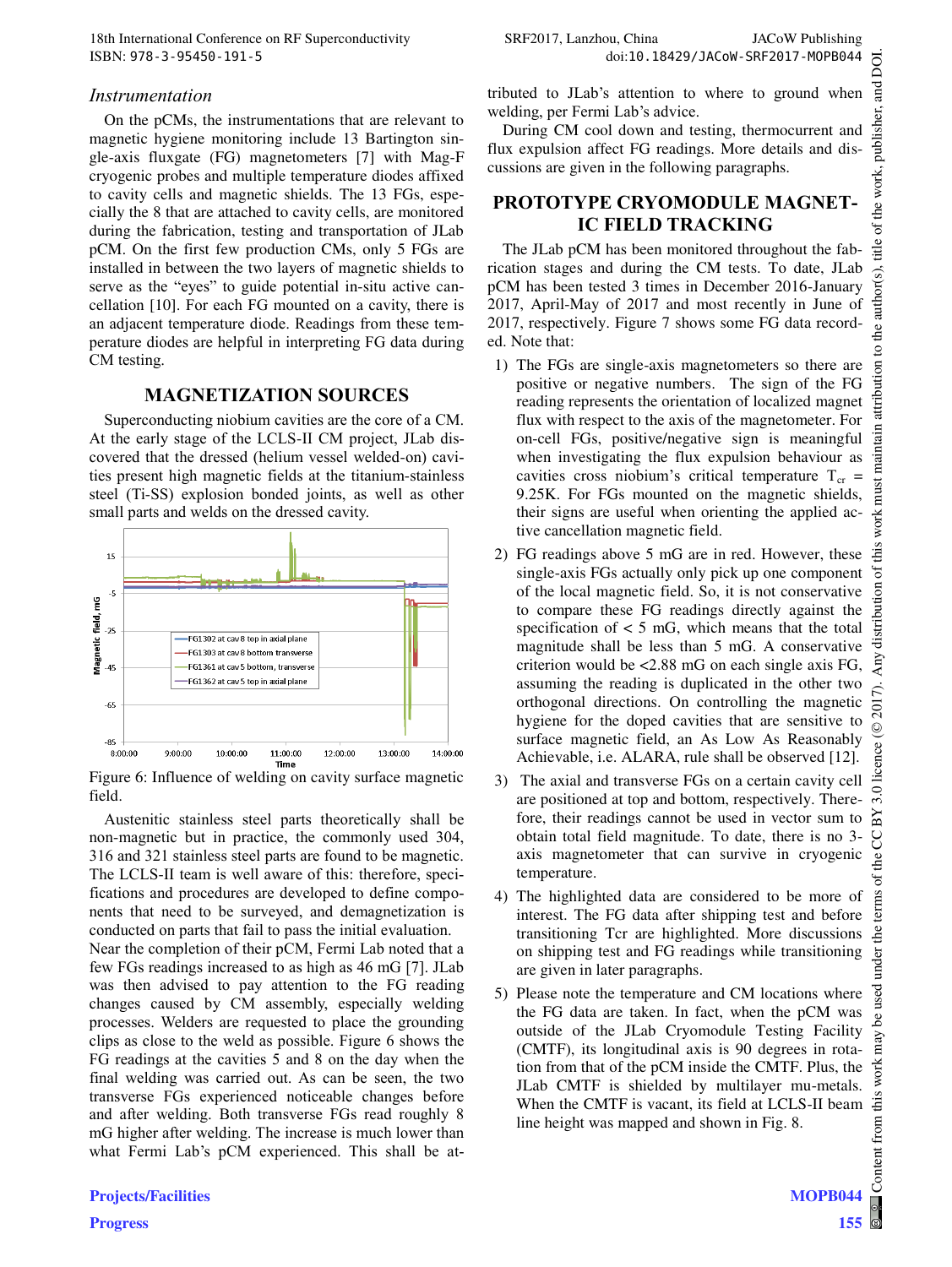### *Instrumentation*

On the pCMs, the instrumentations that are relevant to magnetic hygiene monitoring include 13 Bartington single-axis fluxgate (FG) magnetometers [7] with Mag-F cryogenic probes and multiple temperature diodes affixed to cavity cells and magnetic shields. The 13 FGs, especially the 8 that are attached to cavity cells, are monitored during the fabrication, testing and transportation of JLab pCM. On the first few production CMs, only 5 FGs are installed in between the two layers of magnetic shields to serve as the "eyes" to guide potential in-situ active cancellation [10]. For each FG mounted on a cavity, there is an adjacent temperature diode. Readings from these temperature diodes are helpful in interpreting FG data during CM testing.

## MAGNETIZATION SOURCES

Superconducting niobium cavities are the core of a CM. At the early stage of the LCLS-II CM project, JLab discovered that the dressed (helium vessel welded-on) cavities present high magnetic fields at the titanium-stainless steel (Ti-SS) explosion bonded joints, as well as other small parts and welds on the dressed cavity.

Figure 6: Influence of welding on cavity surface magnetic field.

Austenitic stainless steel parts theoretically shall be non-magnetic but in practice, the commonly used 304, 316 and 321 stainless steel parts are found to be magnetic. The LCLS-II team is well aware of this: therefore, specifications and procedures are developed to define components that need to be surveyed, and demagnetization is conducted on parts that fail to pass the initial evaluation. Near the completion of their pCM, Fermi Lab noted that a few FGs readings increased to as high as 46 mG [7]. JLab was then advised to pay attention to the FG reading changes caused by CM assembly, especially welding processes. Welders are requested to place the grounding clips as close to the weld as possible. Figure 6 shows the FG readings at the cavities 5 and 8 on the day when the final welding was carried out. As can be seen, the two transverse FGs experienced noticeable changes before and after welding. Both transverse FGs read roughly 8 mG higher after welding. The increase is much lower than what Fermi Lab's pCM experienced. This shall be attributed to JLab's attention to where to ground when welding, per Fermi Lab's advice.

During CM cool down and testing, thermocurrent and flux expulsion affect FG readings. More details and discussions are given in the following paragraphs.

## PROTOTYPE CRYOMODULE MAGNETIC FIELD TRACKING

The JLab pCM has been monitored throughout the fabrication stages and during the CM tests. To date, JLab pCM has been tested 3 times in December 2016-January 2017, April-May of 2017 and most recently in June of 2017, respectively. Figure 7 shows some FG data recorded. Note that:

1) The FGs are single-axis magnetometers so there are positive or negative numbers. The sign of the FG reading represents the orientation of localized magnet flux with respect to the axis of the magnetometer. For on-cell FGs, positive/negative sign is meaningful when investigating the flux expulsion behaviour as cavities cross niobium's critical temperature $T_{cr}$ = 9.25K. For FGs mounted on the magnetic shields, their signs are useful when orienting the applied active cancellation magnetic field.
2) FG readings above 5 mG are in red. However, these single-axis FGs actually only pick up one component of the local magnetic field. So, it is not conservative to compare these FG readings directly against the specification of < 5 mG, which means that the total magnitude shall be less than 5 mG. A conservative criterion would be <2.88 mG on each single axis FG, assuming the reading is duplicated in the other two orthogonal directions. On controlling the magnetic hygiene for the doped cavities that are sensitive to surface magnetic field, an As Low As Reasonably Achievable, i.e. ALARA, rule shall be observed [12].
3) The axial and transverse FGs on a certain cavity cell are positioned at top and bottom, respectively. Therefore, their readings cannot be used in vector sum to obtain total field magnitude. To date, there is no 3-axis magnetometer that can survive in cryogenic temperature.
4) The highlighted data are considered to be more of interest. The FG data after shipping test and before transitioning Tcr are highlighted. More discussions on shipping test and FG readings while transitioning are given in later paragraphs.
5) Please note the temperature and CM locations where the FG data are taken. In fact, when the pCM was outside of the JLab Cryomodule Testing Facility (CMTF), its longitudinal axis is 90 degrees in rotation from that of the pCM inside the CMTF. Plus, the JLab CMTF is shielded by multilayer mu-metals. When the CMTF is vacant, its field at LCLS-II beam line height was mapped and shown in Fig. 8.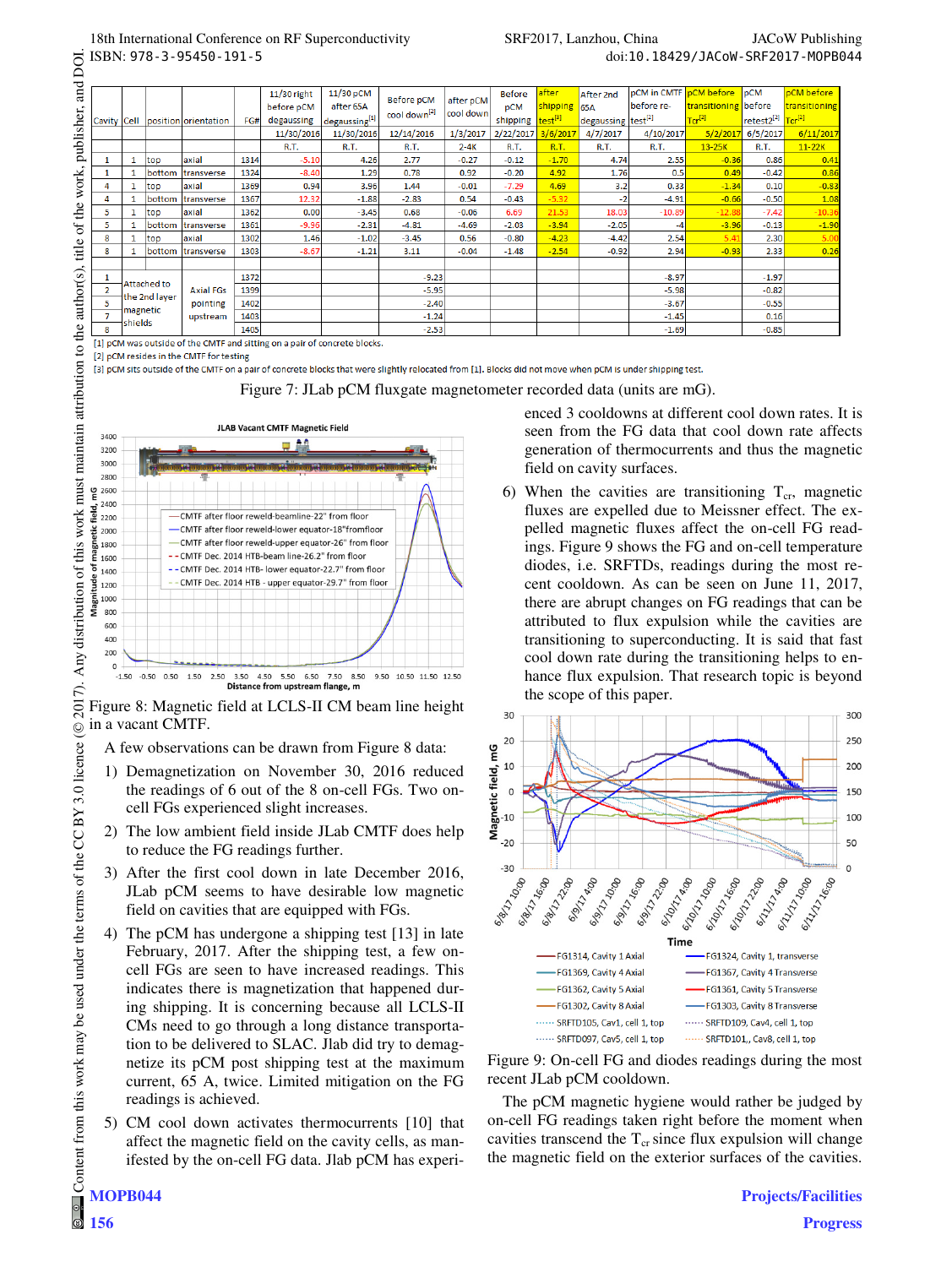| Cavity | Cell | position | orientation | FG# | 11/30 right before pCM degaussing | 11/30 pCM after 65A degaussing[1] | Before pCM cool down[2] | after pCM cool down | Before pCM shipping | after shipping test[3] | After 2nd 65A degaussing | pCM in CMTF before re-test[2] | pCM before transitioning Tcr[2] | pCM before retest2[2] | pCM before transitioning Tcr[2] |
|---|---|---|---|---|---|---|---|---|---|---|---|---|---|---|---|
| | | | | | 11/30/2016 | 11/30/2016 | 12/14/2016 | 1/3/2017 | 2/22/2017 | 3/6/2017 | 4/7/2017 | 4/10/2017 | 5/2/2017 | 6/5/2017 | 6/11/2017 |
| | | | | | R.T. | R.T. | R.T. | 2-4K | R.T. | R.T. | R.T. | R.T. | 13-25K | R.T. | 11-22K |
| 1 | 1 | top | axial | 1314 | -5.10 | 4.26 | 2.77 | -0.27 | -0.12 | -1.70 | 4.74 | 2.55 | -0.36 | 0.86 | 0.41 |
| 1 | 1 | bottom | transverse | 1324 | -8.40 | 1.29 | 0.78 | 0.92 | -0.20 | 4.92 | 1.76 | 0.5 | 0.49 | -0.42 | 0.86 |
| 4 | 1 | top | axial | 1369 | 0.94 | 3.96 | 1.44 | -0.01 | -7.29 | 4.69 | 3.2 | 0.33 | -1.34 | 0.10 | -0.83 |
| 4 | 1 | bottom | transverse | 1367 | 12.32 | -1.88 | -2.83 | 0.54 | -0.43 | -5.32 | -2 | -4.91 | -0.66 | -0.50 | 1.08 |
| 5 | 1 | top | axial | 1362 | 0.00 | -3.45 | 0.68 | -0.06 | 6.69 | 21.53 | 18.03 | -10.89 | -12.88 | -7.42 | -10.36 |
| 5 | 1 | bottom | transverse | 1361 | -9.96 | -2.31 | -4.81 | -4.69 | -2.03 | -3.94 | -2.05 | -4 | -3.96 | -0.13 | -1.90 |
| 8 | 1 | top | axial | 1302 | 1.46 | -1.02 | -3.45 | 0.56 | -0.80 | -4.23 | -4.42 | 2.54 | 5.41 | 2.30 | 5.00 |
| 8 | 1 | bottom | transverse | 1303 | -8.67 | -1.21 | 3.11 | -0.04 | -1.48 | -2.54 | -0.92 | 2.94 | -0.93 | 2.33 | 0.26 |
| | | | | | | | | | | | | | | | |
| 1 | Attached to the 2nd layer magnetic shields | | Axial FGs pointing upstream | 1372 | | | -9.23 | | | | | -8.97 | | -1.97 | |
| 2 | | | | 1399 | | | -5.95 | | | | | -5.98 | | -0.82 | |
| 5 | | | | 1402 | | | -2.40 | | | | | -3.67 | | -0.55 | |
| 7 | | | | 1403 | | | -1.24 | | | | | -1.45 | | 0.16 | |
| 8 | | | | 1405 | | | -2.53 | | | | | -1.69 | | -0.85 | |

[1] pCM was outside of the CMTF and sitting on a pair of concrete blocks.
[2] pCM resides in the CMTF for testing
[3] pCM sits outside of the CMTF on a pair of concrete blocks that were slightly relocated from [1]. Blocks did not move when pCM is under shipping test.

Figure 7: JLab pCM fluxgate magnetometer recorded data (units are mG).

Figure 8: Magnetic field at LCLS-II CM beam line height in a vacant CMTF.

A few observations can be drawn from Figure 8 data:

1) Demagnetization on November 30, 2016 reduced the readings of 6 out of the 8 on-cell FGs. Two on-cell FGs experienced slight increases.
2) The low ambient field inside JLab CMTF does help to reduce the FG readings further.
3) After the first cool down in late December 2016, JLab pCM seems to have desirable low magnetic field on cavities that are equipped with FGs.
4) The pCM has undergone a shipping test [13] in late February, 2017. After the shipping test, a few on-cell FGs are seen to have increased readings. This indicates that there is magnetization that happened during shipping. It is concerning because all LCLS-II CMs need to go through a long distance transportation to be delivered to SLAC. Jlab did try to demagnetize its pCM post shipping test at the maximum current, 65 A, twice. Limited mitigation on the FG readings is achieved.
5) CM cool down activates thermocurrents [10] that affect the magnetic field on the cavity cells, as manifested by the on-cell FG data. Jlab pCM has experienced 3 cooldowns at different cool down rates. It is seen from the FG data that cool down rate affects generation of thermocurrents and thus the magnetic field on cavity surfaces.
6) When the cavities are transitioning $T_{cr}$, magnetic fluxes are expelled due to Meissner effect. The expelled magnetic fluxes affect the on-cell FG readings. Figure 9 shows the FG and on-cell temperature diodes, i.e. SRFTDs, readings during the most recent cooldown. As can be seen on June 11, 2017, there are abrupt changes on FG readings that can be attributed to flux expulsion while the cavities are transitioning to superconducting. It is said that fast cool down rate during the transitioning helps to enhance flux expulsion. That research topic is beyond the scope of this paper.

Figure 9: On-cell FG and diodes readings during the most recent JLab pCM cooldown.

The pCM magnetic hygiene would rather be judged by on-cell FG readings taken right before the moment when cavities transcend the $T_{cr}$ since flux expulsion will change the magnetic field on the exterior surfaces of the cavities.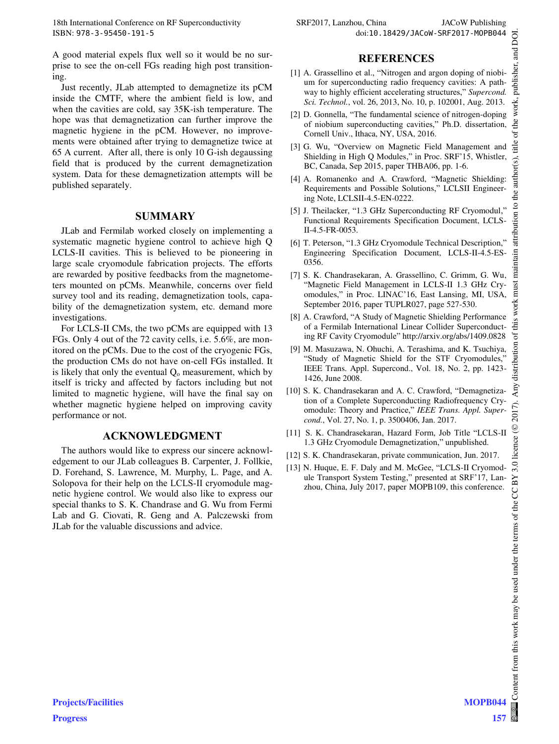A good material expels flux well so it would be no surprise to see the on-cell FGs reading high post transitioning.

Just recently, JLab attempted to demagnetize its pCM inside the CMTF, where the ambient field is low, and when the cavities are cold, say 35K-ish temperature. The hope was that demagnetization can further improve the magnetic hygiene in the pCM. However, no improvements were obtained after trying to demagnetize twice at 65 A current. After all, there is only 10 G-ish degaussing field that is produced by the current demagnetization system. Data for these demagnetization attempts will be published separately.

## SUMMARY

JLab and Fermilab worked closely on implementing a systematic magnetic hygiene control to achieve high Q LCLS-II cavities. This is believed to be pioneering in large scale cryomodule fabrication projects. The efforts are rewarded by positive feedbacks from the magnetometers mounted on pCMs. Meanwhile, concerns over field survey tool and its reading, demagnetization tools, capability of the demagnetization system, etc. demand more investigations.

For LCLS-II CMs, the two pCMs are equipped with 13 FGs. Only 4 out of the 72 cavity cells, i.e. 5.6%, are monitored on the pCMs. Due to the cost of the cryogenic FGs, the production CMs do not have on-cell FGs installed. It is likely that only the eventual $Q_o$ measurement, which by itself is tricky and affected by factors including but not limited to magnetic hygiene, will have the final say on whether magnetic hygiene helped on improving cavity performance or not.

## ACKNOWLEDGMENT

The authors would like to express our sincere acknowledgement to our JLab colleagues B. Carpenter, J. Follkie, D. Forehand, S. Lawrence, M. Murphy, L. Page, and A. Solopova for their help on the LCLS-II cryomodule magnetic hygiene control. We would also like to express our special thanks to S. K. Chandrase and G. Wu from Fermi Lab and G. Ciovati, R. Geng and A. Palczewski from JLab for the valuable discussions and advice.

## REFERENCES

[1] A. Grassellino et al., "Nitrogen and argon doping of niobium for superconducting radio frequency cavities: A pathway to highly efficient accelerating structures," *Supercond. Sci. Technol.*, vol. 26, 2013, No. 10, p. 102001, Aug. 2013.

[2] D. Gonnella, "The fundamental science of nitrogen-doping of niobium superconducting cavities," Ph.D. dissertation, Cornell Univ., Ithaca, NY, USA, 2016.

[3] G. Wu, "Overview on Magnetic Field Management and Shielding in High Q Modules," in Proc. SRF'15, Whistler, BC, Canada, Sep 2015, paper THBA06, pp. 1-6.

[4] A. Romanenko and A. Crawford, "Magnetic Shielding: Requirements and Possible Solutions," LCLSII Engineering Note, LCLSII-4.5-EN-0222.

[5] J. Theilacker, "1.3 GHz Superconducting RF Cryomodul," Functional Requirements Specification Document, LCLS-II-4.5-FR-0053.

[6] T. Peterson, "1.3 GHz Cryomodule Technical Description," Engineering Specification Document, LCLS-II-4.5-ES-0356.

[7] S. K. Chandrasekaran, A. Grassellino, C. Grimm, G. Wu, "Magnetic Field Management in LCLS-II 1.3 GHz Cryomodules," in Proc. LINAC'16, East Lansing, MI, USA, September 2016, paper TUPLR027, page 527-530.

[8] A. Crawford, "A Study of Magnetic Shielding Performance of a Fermilab International Linear Collider Superconducting RF Cavity Cryomodule" http://arxiv.org/abs/1409.0828

[9] M. Masuzawa, N. Ohuchi, A. Terashima, and K. Tsuchiya, "Study of Magnetic Shield for the STF Cryomodules," IEEE Trans. Appl. Supercond., Vol. 18, No. 2, pp. 1423-1426, June 2008.

[10] S. K. Chandrasekaran and A. C. Crawford, "Demagnetization of a Complete Superconducting Radiofrequency Cryomodule: Theory and Practice," *IEEE Trans. Appl. Supercond.*, Vol. 27, No. 1, p. 3500406, Jan. 2017.

[11] S. K. Chandrasekaran, Hazard Form, Job Title "LCLS-II 1.3 GHz Cryomodule Demagnetization," unpublished.

[12] S. K. Chandrasekaran, private communication, Jun. 2017.

[13] N. Huque, E. F. Daly and M. McGee, "LCLS-II Cryomodule Transport System Testing," presented at SRF'17, Lanzhou, China, July 2017, paper MOPB109, this conference.